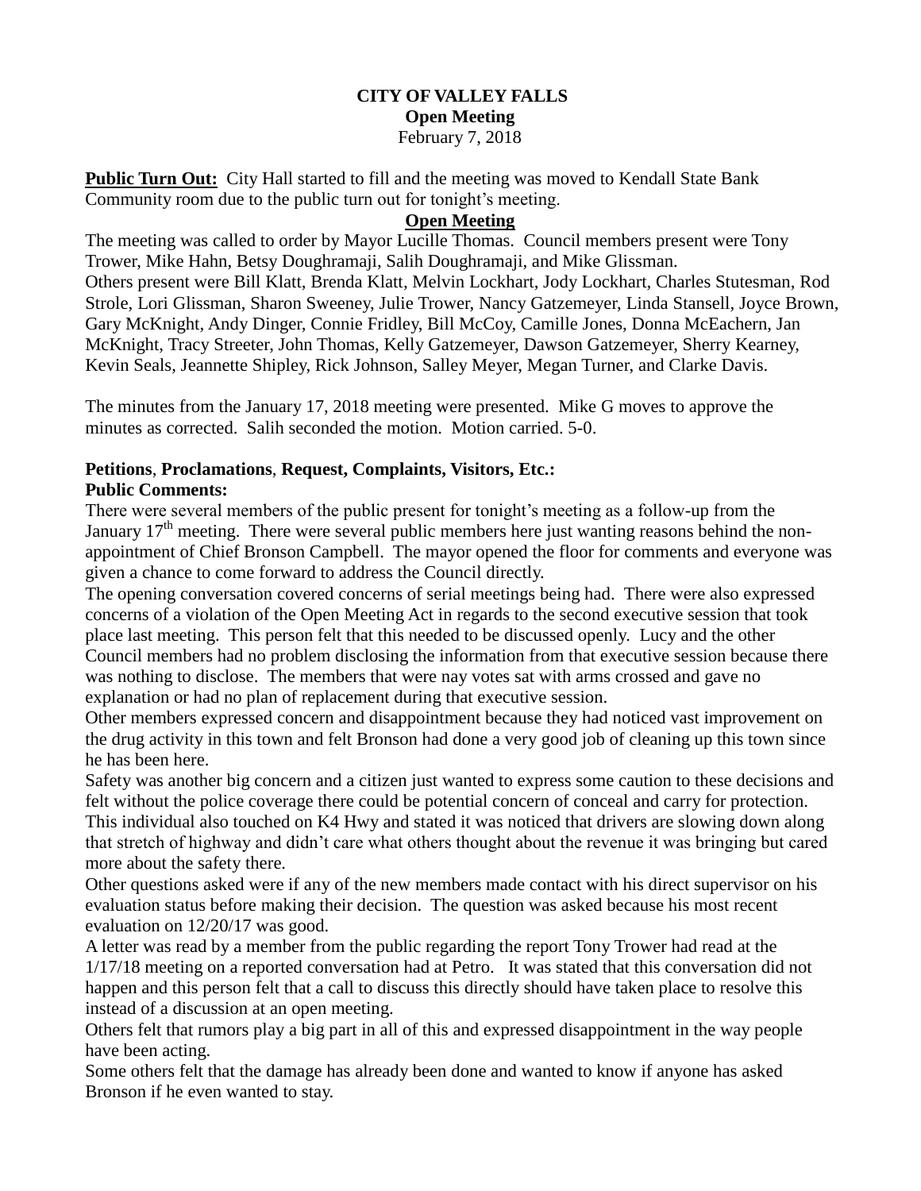**CITY OF VALLEY FALLS**
**Open Meeting**
February 7, 2018

**Public Turn Out:** City Hall started to fill and the meeting was moved to Kendall State Bank Community room due to the public turn out for tonight's meeting.

**Open Meeting**

The meeting was called to order by Mayor Lucille Thomas. Council members present were Tony Trower, Mike Hahn, Betsy Doughramaji, Salih Doughramaji, and Mike Glissman.
Others present were Bill Klatt, Brenda Klatt, Melvin Lockhart, Jody Lockhart, Charles Stutesman, Rod Strole, Lori Glissman, Sharon Sweeney, Julie Trower, Nancy Gatzemeyer, Linda Stansell, Joyce Brown, Gary McKnight, Andy Dinger, Connie Fridley, Bill McCoy, Camille Jones, Donna McEachern, Jan McKnight, Tracy Streeter, John Thomas, Kelly Gatzemeyer, Dawson Gatzemeyer, Sherry Kearney, Kevin Seals, Jeannette Shipley, Rick Johnson, Salley Meyer, Megan Turner, and Clarke Davis.

The minutes from the January 17, 2018 meeting were presented. Mike G moves to approve the minutes as corrected. Salih seconded the motion. Motion carried. 5-0.

**Petitions**, **Proclamations**, **Request, Complaints, Visitors, Etc.:**
**Public Comments:**

There were several members of the public present for tonight's meeting as a follow-up from the January 17th meeting. There were several public members here just wanting reasons behind the non-appointment of Chief Bronson Campbell. The mayor opened the floor for comments and everyone was given a chance to come forward to address the Council directly.

The opening conversation covered concerns of serial meetings being had. There were also expressed concerns of a violation of the Open Meeting Act in regards to the second executive session that took place last meeting. This person felt that this needed to be discussed openly. Lucy and the other Council members had no problem disclosing the information from that executive session because there was nothing to disclose. The members that were nay votes sat with arms crossed and gave no explanation or had no plan of replacement during that executive session.

Other members expressed concern and disappointment because they had noticed vast improvement on the drug activity in this town and felt Bronson had done a very good job of cleaning up this town since he has been here.

Safety was another big concern and a citizen just wanted to express some caution to these decisions and felt without the police coverage there could be potential concern of conceal and carry for protection. This individual also touched on K4 Hwy and stated it was noticed that drivers are slowing down along that stretch of highway and didn't care what others thought about the revenue it was bringing but cared more about the safety there.

Other questions asked were if any of the new members made contact with his direct supervisor on his evaluation status before making their decision. The question was asked because his most recent evaluation on 12/20/17 was good.

A letter was read by a member from the public regarding the report Tony Trower had read at the 1/17/18 meeting on a reported conversation had at Petro. It was stated that this conversation did not happen and this person felt that a call to discuss this directly should have taken place to resolve this instead of a discussion at an open meeting.

Others felt that rumors play a big part in all of this and expressed disappointment in the way people have been acting.

Some others felt that the damage has already been done and wanted to know if anyone has asked Bronson if he even wanted to stay.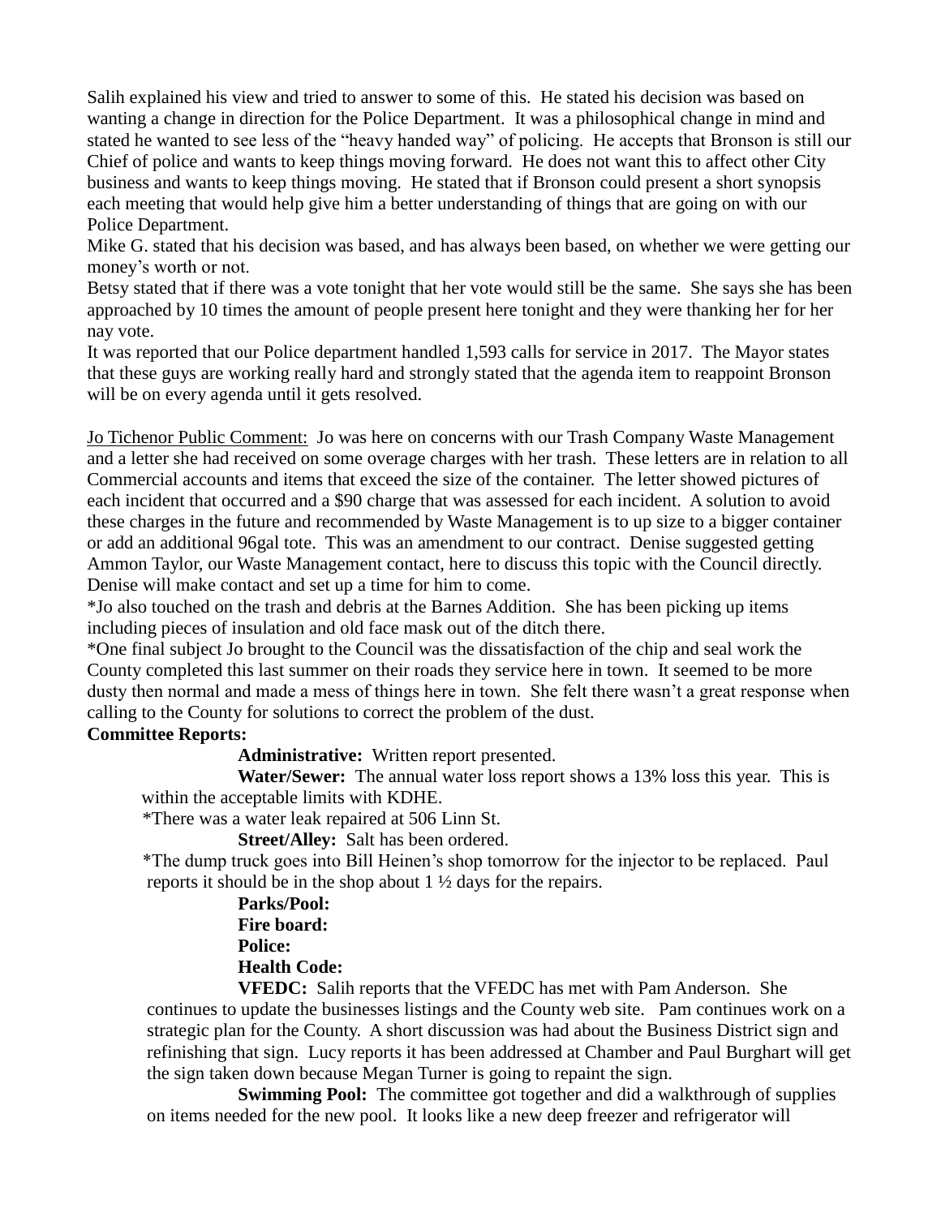Salih explained his view and tried to answer to some of this. He stated his decision was based on wanting a change in direction for the Police Department. It was a philosophical change in mind and stated he wanted to see less of the "heavy handed way" of policing. He accepts that Bronson is still our Chief of police and wants to keep things moving forward. He does not want this to affect other City business and wants to keep things moving. He stated that if Bronson could present a short synopsis each meeting that would help give him a better understanding of things that are going on with our Police Department.

Mike G. stated that his decision was based, and has always been based, on whether we were getting our money's worth or not.

Betsy stated that if there was a vote tonight that her vote would still be the same. She says she has been approached by 10 times the amount of people present here tonight and they were thanking her for her nay vote.

It was reported that our Police department handled 1,593 calls for service in 2017. The Mayor states that these guys are working really hard and strongly stated that the agenda item to reappoint Bronson will be on every agenda until it gets resolved.

Jo Tichenor Public Comment: Jo was here on concerns with our Trash Company Waste Management and a letter she had received on some overage charges with her trash. These letters are in relation to all Commercial accounts and items that exceed the size of the container. The letter showed pictures of each incident that occurred and a $90 charge that was assessed for each incident. A solution to avoid these charges in the future and recommended by Waste Management is to up size to a bigger container or add an additional 96gal tote. This was an amendment to our contract. Denise suggested getting Ammon Taylor, our Waste Management contact, here to discuss this topic with the Council directly. Denise will make contact and set up a time for him to come.

*Jo also touched on the trash and debris at the Barnes Addition. She has been picking up items including pieces of insulation and old face mask out of the ditch there.

*One final subject Jo brought to the Council was the dissatisfaction of the chip and seal work the County completed this last summer on their roads they service here in town. It seemed to be more dusty then normal and made a mess of things here in town. She felt there wasn't a great response when calling to the County for solutions to correct the problem of the dust.

**Committee Reports:**

**Administrative:** Written report presented.

**Water/Sewer:** The annual water loss report shows a 13% loss this year. This is within the acceptable limits with KDHE.

*There was a water leak repaired at 506 Linn St.

**Street/Alley:** Salt has been ordered.

*The dump truck goes into Bill Heinen's shop tomorrow for the injector to be replaced. Paul reports it should be in the shop about 1 ½ days for the repairs.

**Parks/Pool:**

**Fire board:**

**Police:**

**Health Code:**

**VFEDC:** Salih reports that the VFEDC has met with Pam Anderson. She continues to update the businesses listings and the County web site. Pam continues work on a strategic plan for the County. A short discussion was had about the Business District sign and refinishing that sign. Lucy reports it has been addressed at Chamber and Paul Burghart will get the sign taken down because Megan Turner is going to repaint the sign.

**Swimming Pool:** The committee got together and did a walkthrough of supplies on items needed for the new pool. It looks like a new deep freezer and refrigerator will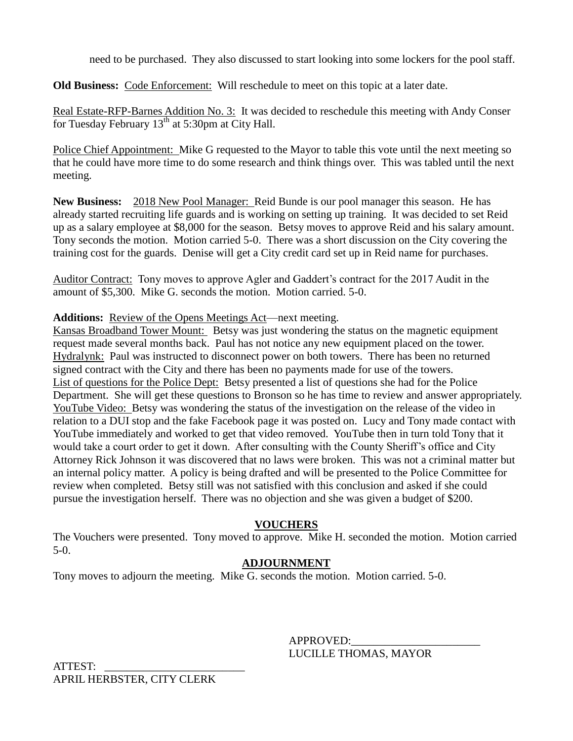need to be purchased. They also discussed to start looking into some lockers for the pool staff.

**Old Business:** Code Enforcement: Will reschedule to meet on this topic at a later date.

Real Estate-RFP-Barnes Addition No. 3: It was decided to reschedule this meeting with Andy Conser for Tuesday February 13th at 5:30pm at City Hall.

Police Chief Appointment: Mike G requested to the Mayor to table this vote until the next meeting so that he could have more time to do some research and think things over. This was tabled until the next meeting.

**New Business:** 2018 New Pool Manager: Reid Bunde is our pool manager this season. He has already started recruiting life guards and is working on setting up training. It was decided to set Reid up as a salary employee at $8,000 for the season. Betsy moves to approve Reid and his salary amount. Tony seconds the motion. Motion carried 5-0. There was a short discussion on the City covering the training cost for the guards. Denise will get a City credit card set up in Reid name for purchases.

Auditor Contract: Tony moves to approve Agler and Gaddert's contract for the 2017 Audit in the amount of $5,300. Mike G. seconds the motion. Motion carried. 5-0.

**Additions:** Review of the Opens Meetings Act—next meeting.

Kansas Broadband Tower Mount: Betsy was just wondering the status on the magnetic equipment request made several months back. Paul has not notice any new equipment placed on the tower.

Hydralynk: Paul was instructed to disconnect power on both towers. There has been no returned signed contract with the City and there has been no payments made for use of the towers.

List of questions for the Police Dept: Betsy presented a list of questions she had for the Police Department. She will get these questions to Bronson so he has time to review and answer appropriately.

YouTube Video: Betsy was wondering the status of the investigation on the release of the video in relation to a DUI stop and the fake Facebook page it was posted on. Lucy and Tony made contact with YouTube immediately and worked to get that video removed. YouTube then in turn told Tony that it would take a court order to get it down. After consulting with the County Sheriff's office and City Attorney Rick Johnson it was discovered that no laws were broken. This was not a criminal matter but an internal policy matter. A policy is being drafted and will be presented to the Police Committee for review when completed. Betsy still was not satisfied with this conclusion and asked if she could pursue the investigation herself. There was no objection and she was given a budget of $200.

## VOUCHERS

The Vouchers were presented. Tony moved to approve. Mike H. seconded the motion. Motion carried 5-0.

## ADJOURNMENT

Tony moves to adjourn the meeting. Mike G. seconds the motion. Motion carried. 5-0.

APPROVED:\_\_\_\_\_\_\_\_\_\_\_\_\_\_\_\_\_\_\_\_\_\_\_\_
LUCILLE THOMAS, MAYOR

ATTEST: \_\_\_\_\_\_\_\_\_\_\_\_\_\_\_\_\_\_\_\_\_\_\_\_\_\_
APRIL HERBSTER, CITY CLERK